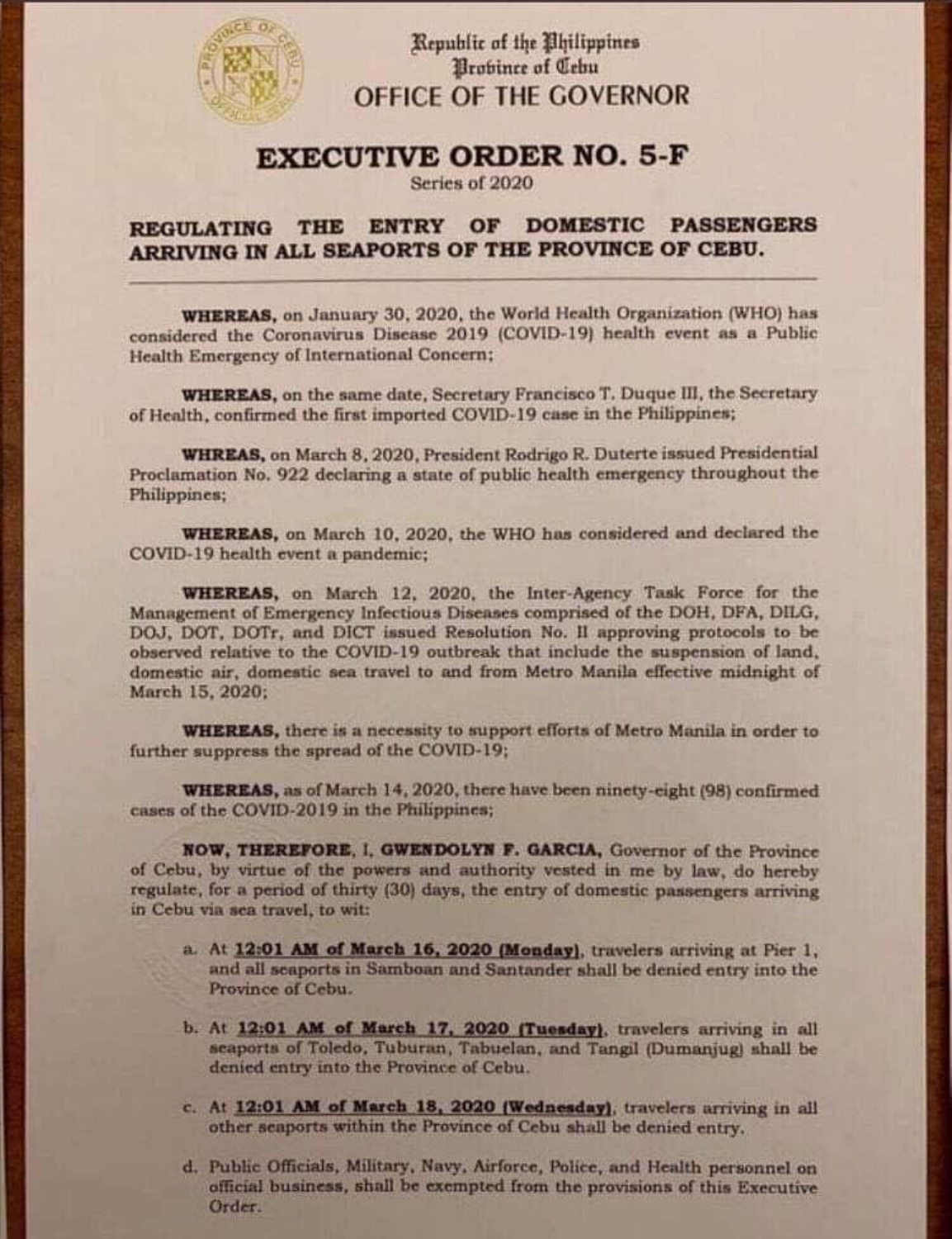Republic of the Philippines
Province of Cebu
OFFICE OF THE GOVERNOR

# EXECUTIVE ORDER NO. 5-F

Series of 2020

## REGULATING THE ENTRY OF DOMESTIC PASSENGERS ARRIVING IN ALL SEAPORTS OF THE PROVINCE OF CEBU.

---

**WHEREAS,** on January 30, 2020, the World Health Organization (WHO) has considered the Coronavirus Disease 2019 (COVID-19) health event as a Public Health Emergency of International Concern;

**WHEREAS,** on the same date, Secretary Francisco T. Duque III, the Secretary of Health, confirmed the first imported COVID-19 case in the Philippines;

**WHREAS,** on March 8, 2020, President Rodrigo R. Duterte issued Presidential Proclamation No. 922 declaring a state of public health emergency throughout the Philippines;

**WHEREAS,** on March 10, 2020, the WHO has considered and declared the COVID-19 health event a pandemic;

**WHEREAS,** on March 12, 2020, the Inter-Agency Task Force for the Management of Emergency Infectious Diseases comprised of the DOH, DFA, DILG, DOJ, DOT, DOTr, and DICT issued Resolution No. II approving protocols to be observed relative to the COVID-19 outbreak that include the suspension of land, domestic air, domestic sea travel to and from Metro Manila effective midnight of March 15, 2020;

**WHEREAS,** there is a necessity to support efforts of Metro Manila in order to further suppress the spread of the COVID-19;

**WHEREAS,** as of March 14, 2020, there have been ninety-eight (98) confirmed cases of the COVID-2019 in the Philippines;

**NOW, THEREFORE,** I, **GWENDOLYN F. GARCIA,** Governor of the Province of Cebu, by virtue of the powers and authority vested in me by law, do hereby regulate, for a period of thirty (30) days, the entry of domestic passengers arriving in Cebu via sea travel, to wit:

a. At **12:01 AM of March 16, 2020 (Monday)**, travelers arriving at Pier 1, and all seaports in Samboan and Santander shall be denied entry into the Province of Cebu.

b. At **12:01 AM of March 17, 2020 (Tuesday)**, travelers arriving in all seaports of Toledo, Tuburan, Tabuelan, and Tangil (Dumanjug) shall be denied entry into the Province of Cebu.

c. At **12:01 AM of March 18, 2020 (Wednesday)**, travelers arriving in all other seaports within the Province of Cebu shall be denied entry.

d. Public Officials, Military, Navy, Airforce, Police, and Health personnel on official business, shall be exempted from the provisions of this Executive Order.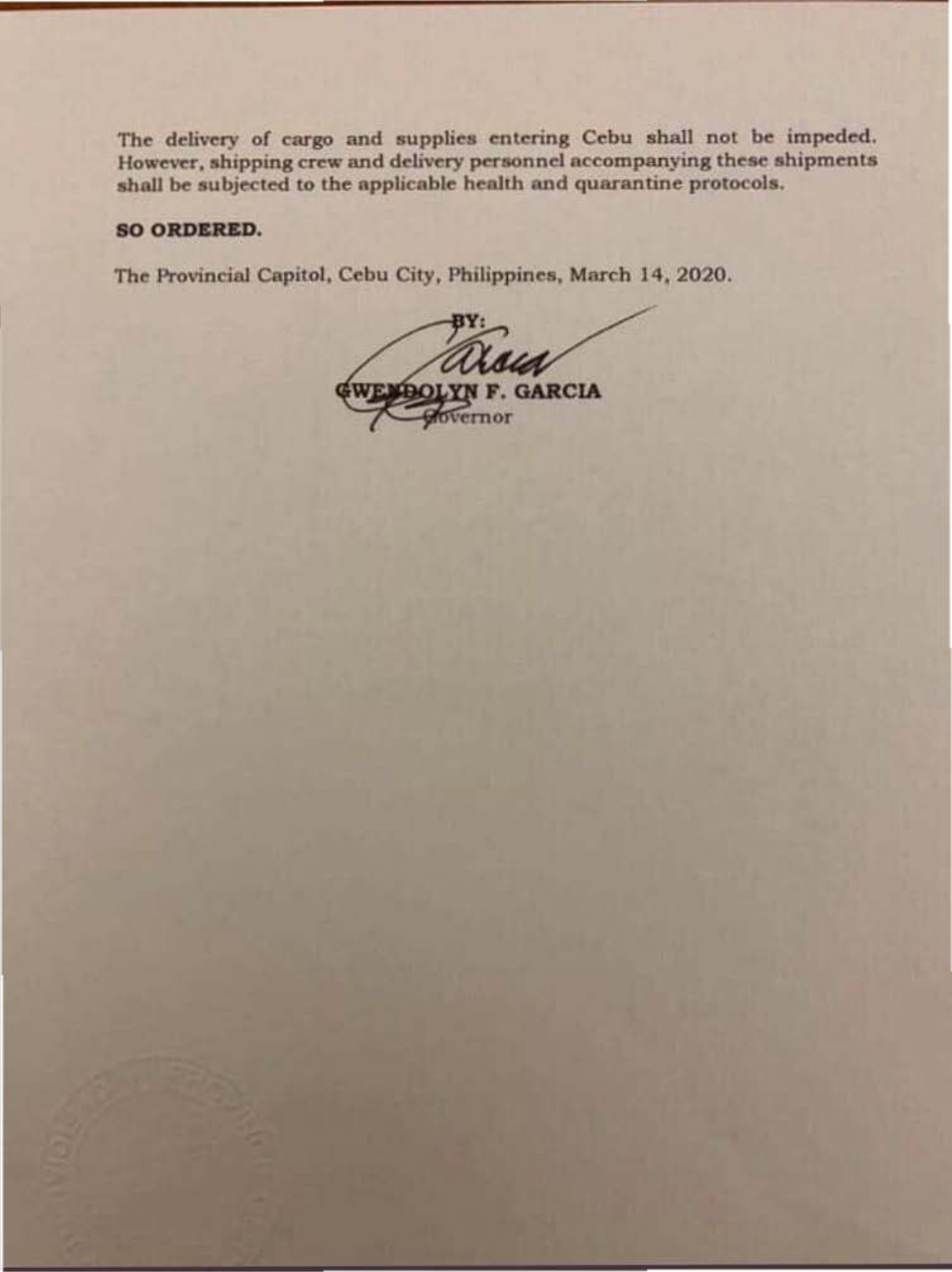The delivery of cargo and supplies entering Cebu shall not be impeded. However, shipping crew and delivery personnel accompanying these shipments shall be subjected to the applicable health and quarantine protocols.

**SO ORDERED.**

The Provincial Capitol, Cebu City, Philippines, March 14, 2020.

BY:

**GWENDOLYN F. GARCIA**
Governor